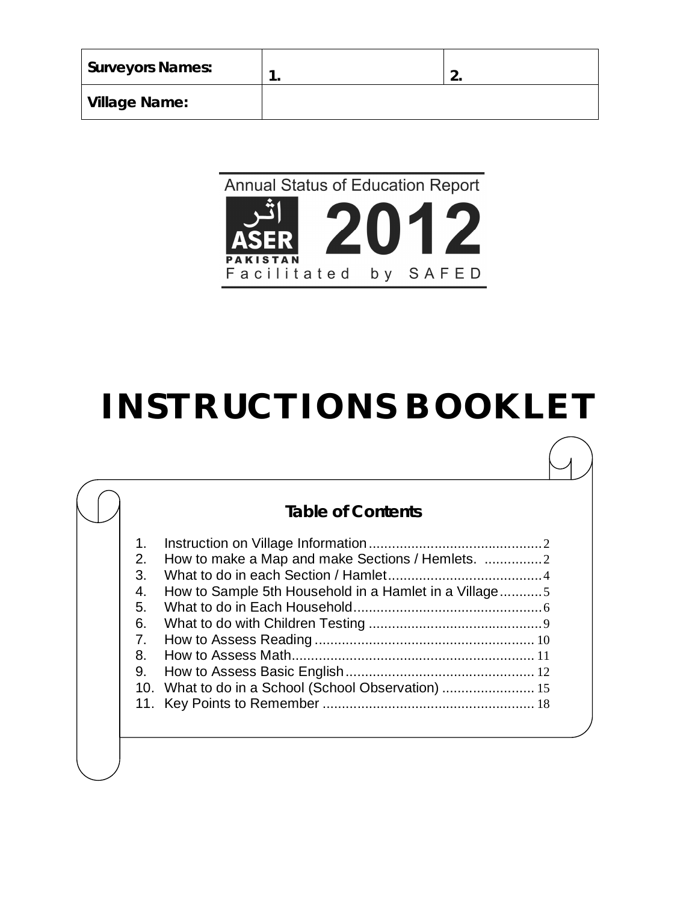| Surveyors Names: | 1. | 2. |
|---|---|---|
| Village Name: | | |

Annual Status of Education Report

اثر ASER PAKISTAN 2012

Facilitated by SAFED

# INSTRUCTIONS BOOKLET

## Table of Contents

1. Instruction on Village Information .......... 2
2. How to make a Map and make Sections / Hemlets. .......... 2
3. What to do in each Section / Hamlet .......... 4
4. How to Sample 5th Household in a Hamlet in a Village .......... 5
5. What to do in Each Household .......... 6
6. What to do with Children Testing .......... 9
7. How to Assess Reading .......... 10
8. How to Assess Math .......... 11
9. How to Assess Basic English .......... 12
10. What to do in a School (School Observation) .......... 15
11. Key Points to Remember .......... 18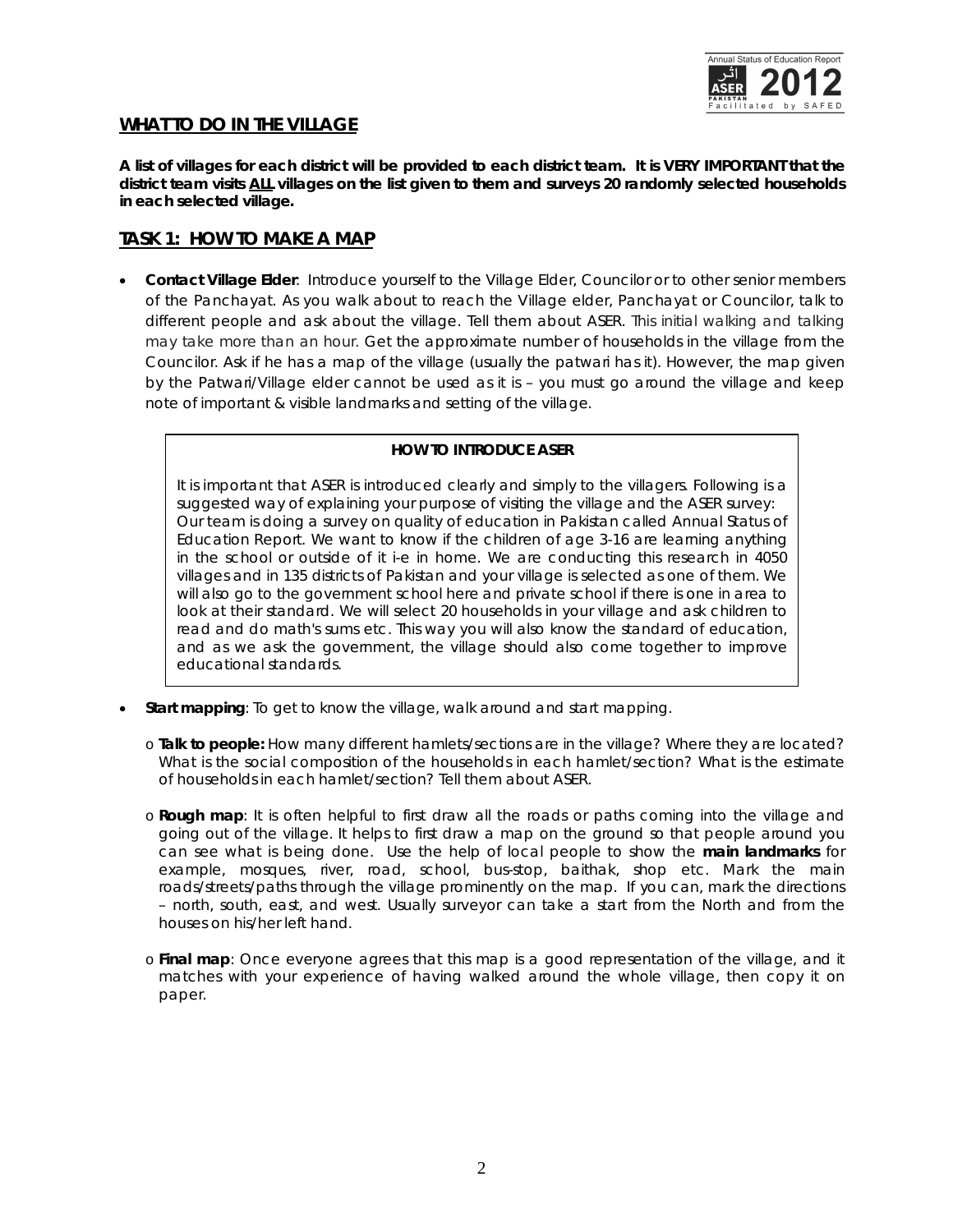## WHAT TO DO IN THE VILLAGE

**A list of villages for each district will be provided to each district team. It is VERY IMPORTANT that the district team visits ALL villages on the list given to them and surveys 20 randomly selected households in each selected village.**

## TASK 1: HOW TO MAKE A MAP

- **Contact Village Elder**: Introduce yourself to the Village Elder, Councilor or to other senior members of the Panchayat. As you walk about to reach the Village elder, Panchayat or Councilor, talk to different people and ask about the village. Tell them about ASER. This initial walking and talking may take more than an hour. Get the approximate number of households in the village from the Councilor. Ask if he has a map of the village (usually the patwari has it). However, the map given by the Patwari/Village elder cannot be used as it is – you must go around the village and keep note of important & visible landmarks and setting of the village.

> **HOW TO INTRODUCE ASER**
>
> It is important that ASER is introduced clearly and simply to the villagers. Following is a suggested way of explaining your purpose of visiting the village and the ASER survey: Our team is doing a survey on quality of education in Pakistan called Annual Status of Education Report. We want to know if the children of age 3-16 are learning anything in the school or outside of it i-e in home. We are conducting this research in 4050 villages and in 135 districts of Pakistan and your village is selected as one of them. We will also go to the government school here and private school if there is one in area to look at their standard. We will select 20 households in your village and ask children to read and do math's sums etc. This way you will also know the standard of education, and as we ask the government, the village should also come together to improve educational standards.

- **Start mapping**: To get to know the village, walk around and start mapping.
  - **Talk to people:** How many different hamlets/sections are in the village? Where they are located? What is the social composition of the households in each hamlet/section? What is the estimate of households in each hamlet/section? Tell them about ASER.
  - **Rough map**: It is often helpful to first draw all the roads or paths coming into the village and going out of the village. It helps to first draw a map on the ground so that people around you can see what is being done. Use the help of local people to show the **main landmarks** for example, mosques, river, road, school, bus-stop, baithak, shop etc. Mark the main roads/streets/paths through the village prominently on the map. If you can, mark the directions – north, south, east, and west. Usually surveyor can take a start from the North and from the houses on his/her left hand.
  - **Final map**: Once everyone agrees that this map is a good representation of the village, and it matches with your experience of having walked around the whole village, then copy it on paper.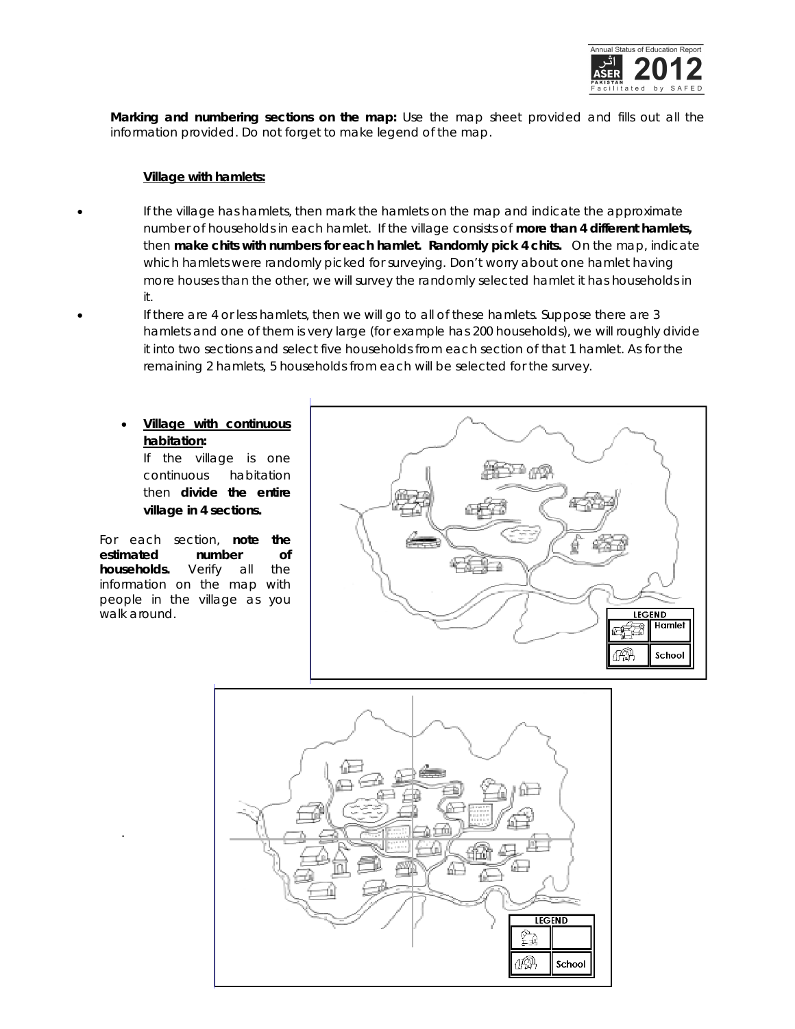**Marking and numbering sections on the map:** Use the map sheet provided and fills out all the information provided. Do not forget to make legend of the map.

**Village with hamlets:**

- If the village has hamlets, then mark the hamlets on the map and indicate the approximate number of households in each hamlet. If the village consists of **more than 4 different hamlets,** then **make chits with numbers for each hamlet. Randomly pick 4 chits.** On the map, indicate which hamlets were randomly picked for surveying. Don't worry about one hamlet having more houses than the other, we will survey the randomly selected hamlet it has households in it.
- If there are 4 or less hamlets, then we will go to all of these hamlets. Suppose there are 3 hamlets and one of them is very large (for example has 200 households), we will roughly divide it into two sections and select five households from each section of that 1 hamlet. As for the remaining 2 hamlets, 5 households from each will be selected for the survey.

- **Village with continuous habitation:**
  If the village is one continuous habitation then **divide the entire village in 4 sections.**

For each section, **note the estimated number of households.** Verify all the information on the map with people in the village as you walk around.

LEGEND

| | |
|---|---|
| | Hamlet |
| | School |

LEGEND

| | |
|---|---|
| | |
| | School |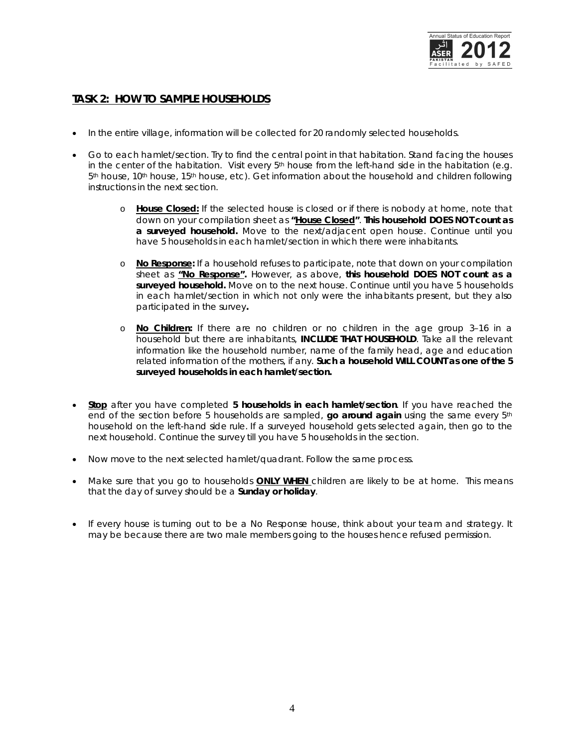## TASK 2: HOW TO SAMPLE HOUSEHOLDS

- In the entire village, information will be collected for 20 randomly selected households.
- Go to each hamlet/section. Try to find the central point in that habitation. Stand facing the houses in the center of the habitation. Visit every 5th house from the left-hand side in the habitation (e.g. 5th house, 10th house, 15th house, etc). Get information about the household and children following instructions in the next section.
    - **House Closed:** If the selected house is closed or if there is nobody at home, note that down on your compilation sheet as **"House Closed"**. **This household DOES NOT count as a surveyed household.** Move to the next/adjacent open house. Continue until you have 5 households in each hamlet/section in which there were inhabitants.
    - **No Response:** If a household refuses to participate, note that down on your compilation sheet as **"No Response".** However, as above, **this household DOES NOT count as a surveyed household.** Move on to the next house. Continue until you have 5 households in each hamlet/section in which not only were the inhabitants present, but they also participated in the survey**.**
    - **No Children:** If there are no children or no children in the age group 3–16 in a household but there are inhabitants, **INCLUDE THAT HOUSEHOLD**. Take all the relevant information like the household number, name of the family head, age and education related information of the mothers, if any. **Such a household WILL COUNT as one of the 5 surveyed households in each hamlet/section.**
- **Stop** after you have completed **5 households in each hamlet/section**. If you have reached the end of the section before 5 households are sampled, **go around again** using the same every 5th household on the left-hand side rule. If a surveyed household gets selected again, then go to the next household. Continue the survey till you have 5 households in the section.
- Now move to the next selected hamlet/quadrant. Follow the same process.
- Make sure that you go to households **ONLY WHEN** children are likely to be at home. This means that the day of survey should be a **Sunday or holiday**.
- If every house is turning out to be a No Response house, think about your team and strategy. It may be because there are two male members going to the houses hence refused permission.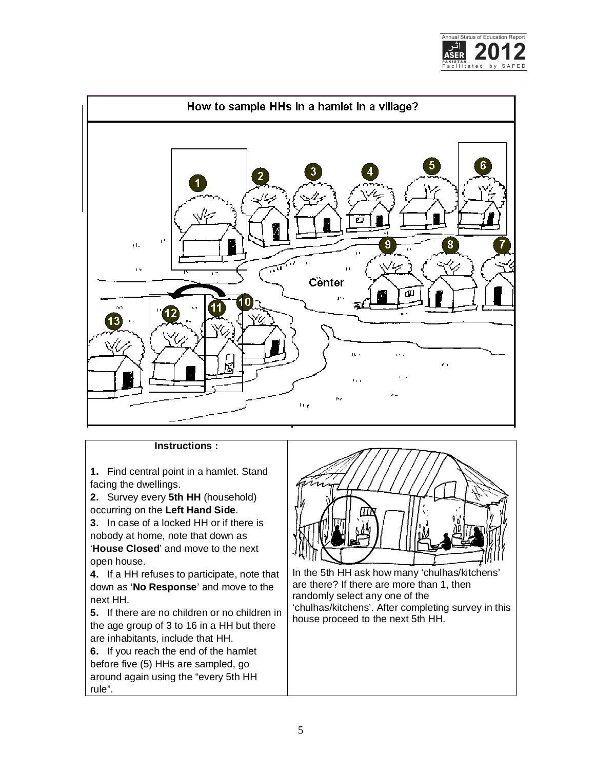## How to sample HHs in a hamlet in a village?

**Instructions :**

**1.** Find central point in a hamlet. Stand facing the dwellings.

**2.** Survey every **5th HH** (household) occurring on the **Left Hand Side**.

**3.** In case of a locked HH or if there is nobody at home, note that down as '**House Closed**' and move to the next open house.

**4.** If a HH refuses to participate, note that down as '**No Response**' and move to the next HH.

**5.** If there are no children or no children in the age group of 3 to 16 in a HH but there are inhabitants, include that HH.

**6.** If you reach the end of the hamlet before five (5) HHs are sampled, go around again using the "every 5th HH rule".

In the 5th HH ask how many 'chulhas/kitchens' are there? If there are more than 1, then randomly select any one of the 'chulhas/kitchens'. After completing survey in this house proceed to the next 5th HH.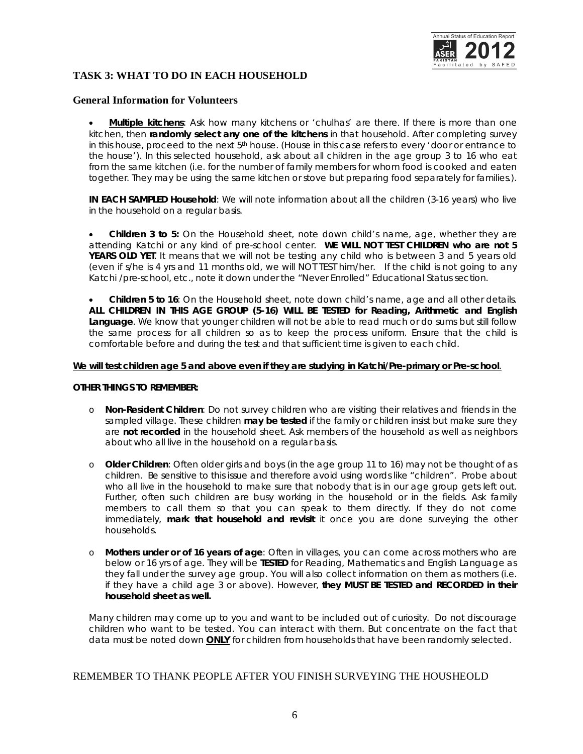## TASK 3: WHAT TO DO IN EACH HOUSEHOLD

### General Information for Volunteers

- **Multiple kitchens**: Ask how many kitchens or 'chulhas' are there. If there is more than one kitchen, then **randomly select any one of the kitchens** in that household. After completing survey in this house, proceed to the next 5th house. (House in this case refers to every 'door or entrance to the house'). In this selected household, ask about all children in the age group 3 to 16 who eat from the same kitchen (i.e. for the number of family members for whom food is cooked and eaten together. They may be using the same kitchen or stove but preparing food separately for families.).

**IN EACH SAMPLED Household**: We will note information about all the children (3-16 years) who live in the household on a regular basis.

- **Children 3 to 5:** On the Household sheet, note down child's name, age, whether they are attending Katchi or any kind of pre-school center. **WE WILL NOT TEST CHILDREN who are not 5 YEARS OLD YET**. It means that we will not be testing any child who is between 3 and 5 years old (even if s/he is 4 yrs and 11 months old, we will NOT TEST him/her. If the child is not going to any Katchi /pre-school, etc., note it down under the "Never Enrolled" Educational Status section.

- **Children 5 to 16**: On the Household sheet, note down child's name, age and all other details. **ALL CHILDREN IN THIS AGE GROUP (5-16) WILL BE TESTED for Reading, Arithmetic and English Language**. We know that younger children will not be able to read much or do sums but still follow the same process for all children so as to keep the process uniform. Ensure that the child is comfortable before and during the test and that sufficient time is given to each child.

**<u>We will test children age 5 and above even if they are studying in Katchi/Pre-primary or Pre-school</u>**.

**OTHER THINGS TO REMEMBER:**

- **Non-Resident Children**: Do not survey children who are visiting their relatives and friends in the sampled village. These children **may be tested** if the family or children insist but make sure they are **not recorded** in the household sheet. Ask members of the household as well as neighbors about who all live in the household on a regular basis.

- **Older Children**: Often older girls and boys (in the age group 11 to 16) may not be thought of as children. Be sensitive to this issue and therefore avoid using words like "children". Probe about who all live in the household to make sure that nobody that is in our age group gets left out. Further, often such children are busy working in the household or in the fields. Ask family members to call them so that you can speak to them directly. If they do not come immediately, **mark that household and revisit** it once you are done surveying the other households.

- **Mothers under or of 16 years of age**: Often in villages, you can come across mothers who are below or 16 yrs of age. They will be **TESTED** for Reading, Mathematics and English Language as they fall under the survey age group. You will also collect information on them as mothers (i.e. if they have a child age 3 or above). However, **they MUST BE TESTED and RECORDED in their household sheet as well.**

Many children may come up to you and want to be included out of curiosity. Do not discourage children who want to be tested. You can interact with them. But concentrate on the fact that data must be noted down **<u>ONLY</u>** for children from households that have been randomly selected.

REMEMBER TO THANK PEOPLE AFTER YOU FINISH SURVEYING THE HOUSHEOLD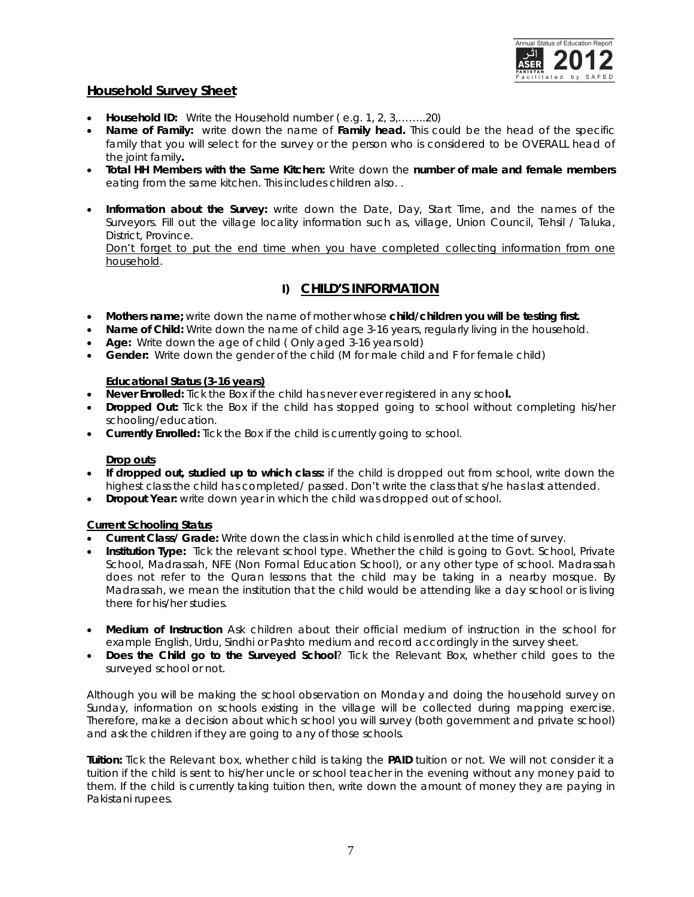## Household Survey Sheet

- **Household ID:** Write the Household number ( e.g. 1, 2, 3,……..20)
- **Name of Family:** write down the name of **Family head.** This could be the head of the specific family that you will select for the survey or the person who is considered to be OVERALL head of the joint family**.**
- **Total HH Members with the Same Kitchen:** Write down the **number of male and female members** eating from the same kitchen. This includes children also. .
- **Information about the Survey:** write down the Date, Day, Start Time, and the names of the Surveyors. Fill out the village locality information such as, village, Union Council, Tehsil / Taluka, District, Province.
  Don't forget to put the end time when you have completed collecting information from one household.

## I) CHILD'S INFORMATION

- **Mothers name;** write down the name of mother whose **child/children you will be testing first.**
- **Name of Child:** Write down the name of child age 3-16 years, regularly living in the household.
- **Age:** Write down the age of child ( Only aged 3-16 years old)
- **Gender:** Write down the gender of the child (M for male child and F for female child)

**Educational Status (3-16 years)**

- **Never Enrolled:** Tick the Box if the child has never ever registered in any schoo**l.**
- **Dropped Out:** Tick the Box if the child has stopped going to school without completing his/her schooling/education.
- **Currently Enrolled:** Tick the Box if the child is currently going to school.

**Drop outs**

- **If dropped out, studied up to which class:** if the child is dropped out from school, write down the highest class the child has completed/ passed. Don't write the class that s/he has last attended.
- **Dropout Year:** write down year in which the child was dropped out of school.

**Current Schooling Status**

- **Current Class/ Grade:** Write down the class in which child is enrolled at the time of survey.
- **Institution Type:** Tick the relevant school type. Whether the child is going to Govt. School, Private School, Madrassah, NFE (Non Formal Education School), or any other type of school. Madrassah does not refer to the Quran lessons that the child may be taking in a nearby mosque. By Madrassah, we mean the institution that the child would be attending like a day school or is living there for his/her studies.
- **Medium of Instruction** Ask children about their official medium of instruction in the school for example English, Urdu, Sindhi or Pashto medium and record accordingly in the survey sheet.
- **Does the Child go to the Surveyed School**? Tick the Relevant Box, whether child goes to the surveyed school or not.

Although you will be making the school observation on Monday and doing the household survey on Sunday, information on schools existing in the village will be collected during mapping exercise. Therefore, make a decision about which school you will survey (both government and private school) and ask the children if they are going to any of those schools.

**Tuition:** Tick the Relevant box, whether child is taking the **PAID** tuition or not. We will not consider it a tuition if the child is sent to his/her uncle or school teacher in the evening without any money paid to them. If the child is currently taking tuition then, write down the amount of money they are paying in Pakistani rupees.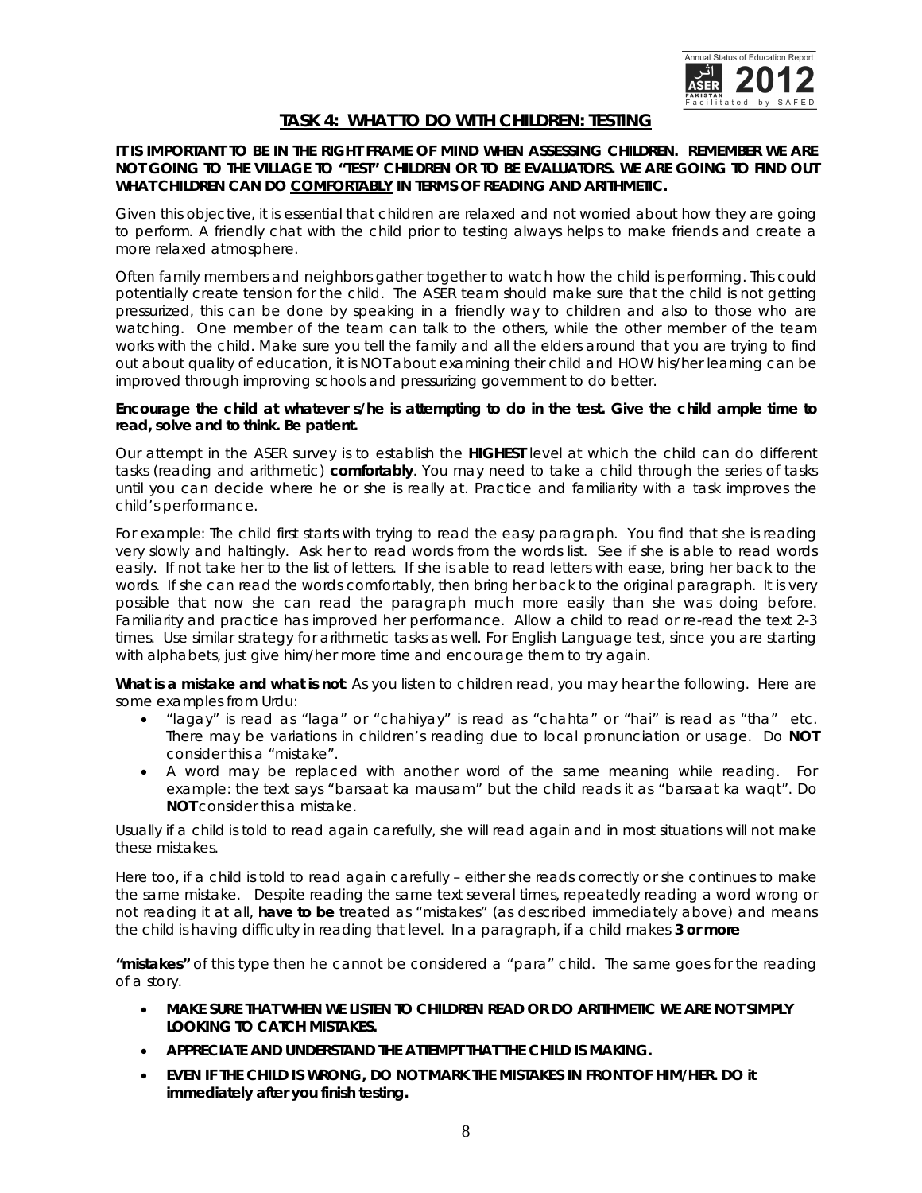## TASK 4: WHAT TO DO WITH CHILDREN: TESTING

**IT IS IMPORTANT TO BE IN THE RIGHT FRAME OF MIND WHEN ASSESSING CHILDREN. REMEMBER WE ARE NOT GOING TO THE VILLAGE TO "TEST" CHILDREN OR TO BE EVALUATORS. WE ARE GOING TO FIND OUT WHAT CHILDREN CAN DO <u>COMFORTABLY</u> IN TERMS OF READING AND ARITHMETIC.**

Given this objective, it is essential that children are relaxed and not worried about how they are going to perform. A friendly chat with the child prior to testing always helps to make friends and create a more relaxed atmosphere.

Often family members and neighbors gather together to watch how the child is performing. This could potentially create tension for the child. The ASER team should make sure that the child is not getting pressurized, this can be done by speaking in a friendly way to children and also to those who are watching. One member of the team can talk to the others, while the other member of the team works with the child. Make sure you tell the family and all the elders around that you are trying to find out about quality of education, it is NOT about examining their child and HOW his/her learning can be improved through improving schools and pressurizing government to do better.

**Encourage the child at whatever s/he is attempting to do in the test. Give the child ample time to read, solve and to think. Be patient.**

Our attempt in the ASER survey is to establish the **HIGHEST** level at which the child can do different tasks (reading and arithmetic) **comfortably**. You may need to take a child through the series of tasks until you can decide where he or she is really at. Practice and familiarity with a task improves the child's performance.

For example: The child first starts with trying to read the easy paragraph. You find that she is reading very slowly and haltingly. Ask her to read words from the words list. See if she is able to read words easily. If not take her to the list of letters. If she is able to read letters with ease, bring her back to the words. If she can read the words comfortably, then bring her back to the original paragraph. It is very possible that now she can read the paragraph much more easily than she was doing before. Familiarity and practice has improved her performance. Allow a child to read or re-read the text 2-3 times. Use similar strategy for arithmetic tasks as well. For English Language test, since you are starting with alphabets, just give him/her more time and encourage them to try again.

**What is a mistake and what is not**: As you listen to children read, you may hear the following. Here are some examples from Urdu:

- "lagay" is read as "laga" or "chahiyay" is read as "chahta" or "hai" is read as "tha" etc. There may be variations in children's reading due to local pronunciation or usage. Do **NOT** consider this a "mistake".
- A word may be replaced with another word of the same meaning while reading. For example: the text says "barsaat ka mausam" but the child reads it as "barsaat ka waqt". Do **NOT** consider this a mistake.

Usually if a child is told to read again carefully, she will read again and in most situations will not make these mistakes.

Here too, if a child is told to read again carefully – either she reads correctly or she continues to make the same mistake. Despite reading the same text several times, repeatedly reading a word wrong or not reading it at all, **have to be** treated as "mistakes" (as described immediately above) and means the child is having difficulty in reading that level. In a paragraph, if a child makes **3 or more**

**"mistakes"** of this type then he cannot be considered a "para" child. The same goes for the reading of a story.

- **MAKE SURE THAT WHEN WE LISTEN TO CHILDREN READ OR DO ARITHMETIC WE ARE NOT SIMPLY LOOKING TO CATCH MISTAKES.**
- **APPRECIATE AND UNDERSTAND THE ATTEMPT THAT THE CHILD IS MAKING.**
- **EVEN IF THE CHILD IS WRONG, DO NOT MARK THE MISTAKES IN FRONT OF HIM/HER. DO it immediately after you finish testing.**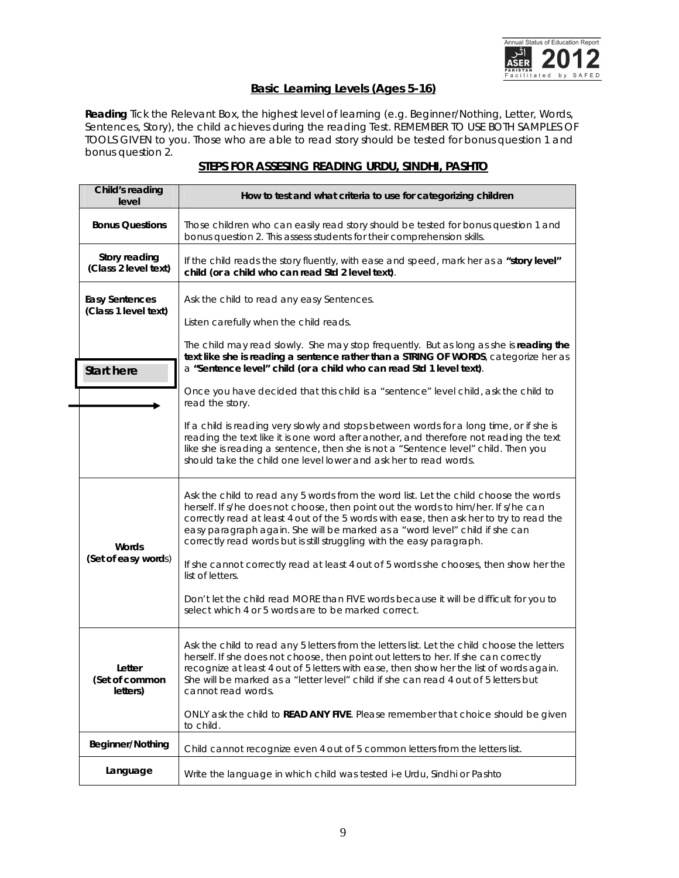## Basic Learning Levels (Ages 5-16)

**Reading** Tick the Relevant Box, the highest level of learning (e.g. Beginner/Nothing, Letter, Words, Sentences, Story), the child achieves during the reading Test. REMEMBER TO USE BOTH SAMPLES OF TOOLS GIVEN to you. Those who are able to read story should be tested for bonus question 1 and bonus question 2.

### STEPS FOR ASSESING READING URDU, SINDHI, PASHTO

| Child's reading level | How to test and what criteria to use for categorizing children |
|---|---|
| **Bonus Questions** | Those children who can easily read story should be tested for bonus question 1 and bonus question 2. This assess students for their comprehension skills. |
| **Story reading (Class 2 level text)** | If the child reads the story fluently, with ease and speed, mark her as a **"story level" child (or a child who can read Std 2 level text)**. |
| **Easy Sentences (Class 1 level text)**<br><br>**Start here** → | Ask the child to read any easy Sentences.<br><br>Listen carefully when the child reads.<br><br>The child may read slowly. She may stop frequently. But as long as she is **reading the text like she is reading a sentence rather than a STRING OF WORDS**, categorize her as a **"Sentence level" child (or a child who can read Std 1 level text)**.<br><br>Once you have decided that this child is a "sentence" level child, ask the child to read the story.<br><br>If a child is reading very slowly and stops between words for a long time, or if she is reading the text like it is one word after another, and therefore not reading the text like she is reading a sentence, then she is not a "Sentence level" child. Then you should take the child one level lower and ask her to read words. |
| **Words (Set of easy words)** | Ask the child to read any 5 words from the word list. Let the child choose the words herself. If s/he does not choose, then point out the words to him/her. If s/he can correctly read at least 4 out of the 5 words with ease, then ask her to try to read the easy paragraph again. She will be marked as a "word level" child if she can correctly read words but is still struggling with the easy paragraph.<br><br>If she cannot correctly read at least 4 out of 5 words she chooses, then show her the list of letters.<br><br>Don't let the child read MORE than FIVE words because it will be difficult for you to select which 4 or 5 words are to be marked correct. |
| **Letter (Set of common letters)** | Ask the child to read any 5 letters from the letters list. Let the child choose the letters herself. If she does not choose, then point out letters to her. If she can correctly recognize at least 4 out of 5 letters with ease, then show her the list of words again. She will be marked as a "letter level" child if she can read 4 out of 5 letters but cannot read words.<br><br>ONLY ask the child to **READ ANY FIVE**. Please remember that choice should be given to child. |
| **Beginner/Nothing** | Child cannot recognize even 4 out of 5 common letters from the letters list. |
| **Language** | Write the language in which child was tested i-e Urdu, Sindhi or Pashto |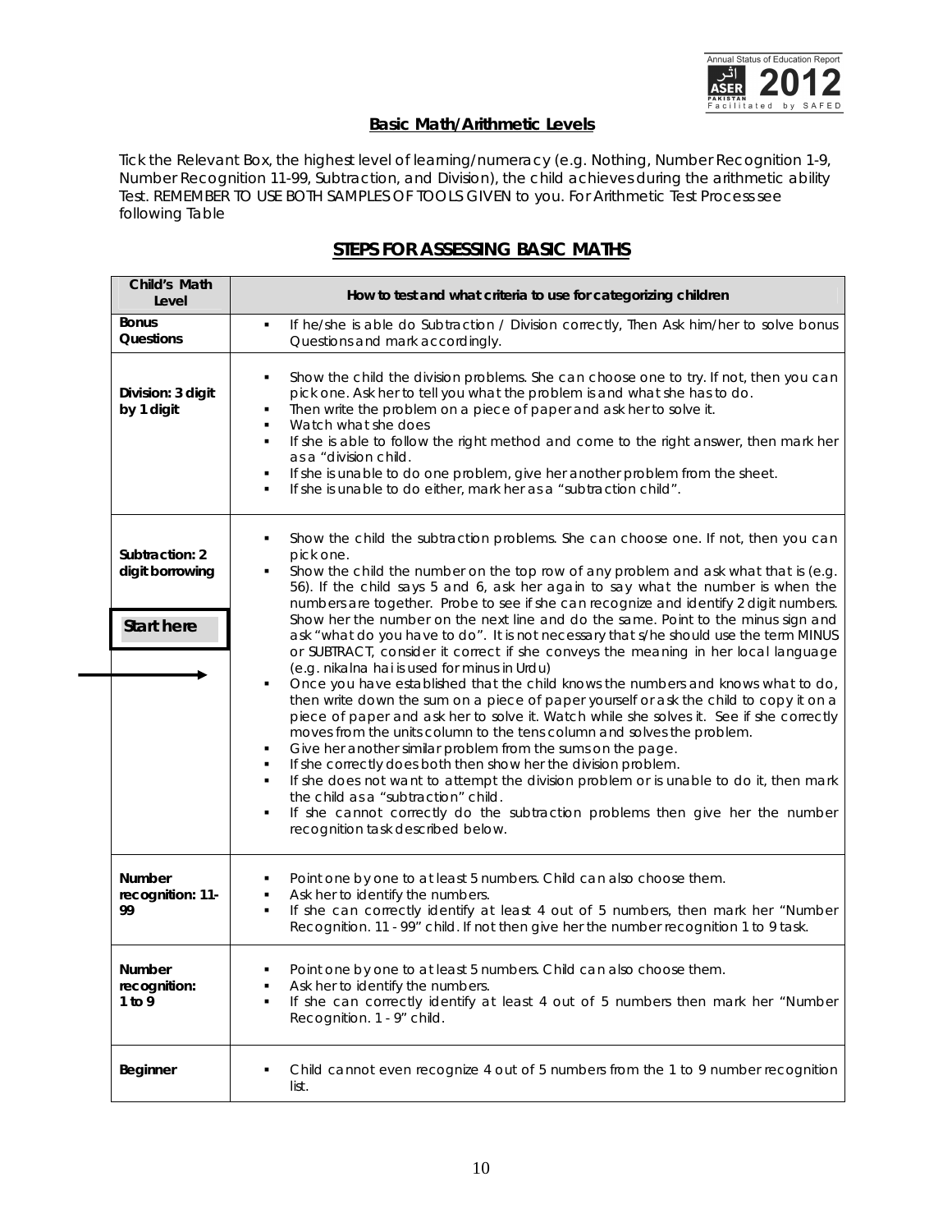## Basic Math/Arithmetic Levels

Tick the Relevant Box, the highest level of learning/numeracy (e.g. Nothing, Number Recognition 1-9, Number Recognition 11-99, Subtraction, and Division), the child achieves during the arithmetic ability Test. REMEMBER TO USE BOTH SAMPLES OF TOOLS GIVEN to you. For Arithmetic Test Process see following Table

## STEPS FOR ASSESSING BASIC MATHS

| Child's Math Level | How to test and what criteria to use for categorizing children |
|---|---|
| **Bonus Questions** | ▪ If he/she is able do Subtraction / Division correctly, Then Ask him/her to solve bonus Questions and mark accordingly. |
| **Division: 3 digit by 1 digit** | ▪ Show the child the division problems. She can choose one to try. If not, then you can pick one. Ask her to tell you what the problem is and what she has to do.<br>▪ Then write the problem on a piece of paper and ask her to solve it.<br>▪ Watch what she does<br>▪ If she is able to follow the right method and come to the right answer, then mark her as a "division child.<br>▪ If she is unable to do one problem, give her another problem from the sheet.<br>▪ If she is unable to do either, mark her as a "subtraction child". |
| **Subtraction: 2 digit borrowing**<br><br>**Start here** → | ▪ Show the child the subtraction problems. She can choose one. If not, then you can pick one.<br>▪ Show the child the number on the top row of any problem and ask what that is (e.g. 56). If the child says 5 and 6, ask her again to say what the number is when the numbers are together. Probe to see if she can recognize and identify 2 digit numbers. Show her the number on the next line and do the same. Point to the minus sign and ask "what do you have to do". It is not necessary that s/he should use the term MINUS or SUBTRACT, consider it correct if she conveys the meaning in her local language (e.g. nikalna hai is used for minus in Urdu)<br>▪ Once you have established that the child knows the numbers and knows what to do, then write down the sum on a piece of paper yourself or ask the child to copy it on a piece of paper and ask her to solve it. Watch while she solves it. See if she correctly moves from the units column to the tens column and solves the problem.<br>▪ Give her another similar problem from the sums on the page.<br>▪ If she correctly does both then show her the division problem.<br>▪ If she does not want to attempt the division problem or is unable to do it, then mark the child as a "subtraction" child.<br>▪ If she cannot correctly do the subtraction problems then give her the number recognition task described below. |
| **Number recognition: 11-99** | ▪ Point one by one to at least 5 numbers. Child can also choose them.<br>▪ Ask her to identify the numbers.<br>▪ If she can correctly identify at least 4 out of 5 numbers, then mark her "Number Recognition. 11 - 99" child. If not then give her the number recognition 1 to 9 task. |
| **Number recognition: 1 to 9** | ▪ Point one by one to at least 5 numbers. Child can also choose them.<br>▪ Ask her to identify the numbers.<br>▪ If she can correctly identify at least 4 out of 5 numbers then mark her "Number Recognition. 1 - 9" child. |
| **Beginner** | ▪ Child cannot even recognize 4 out of 5 numbers from the 1 to 9 number recognition list. |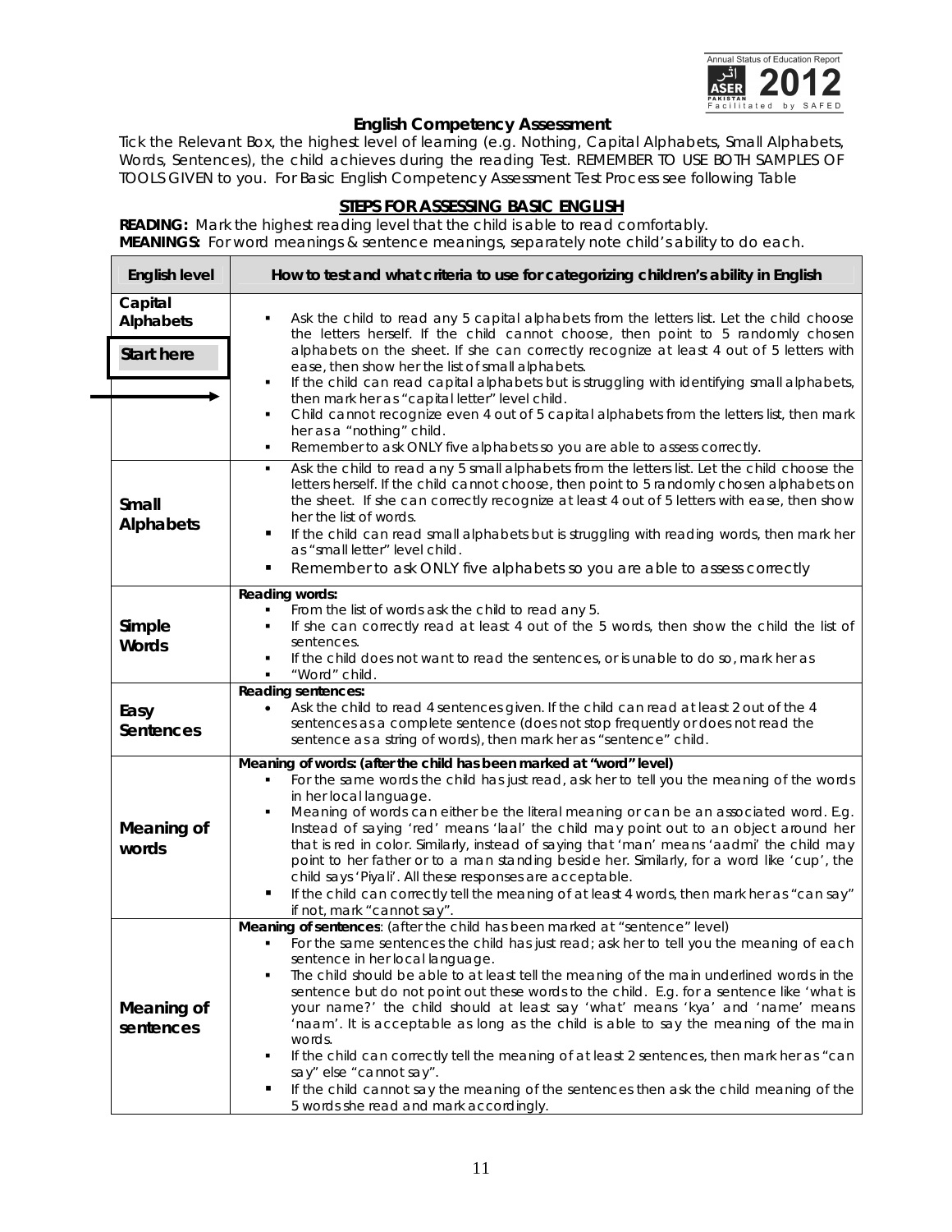## English Competency Assessment

Tick the Relevant Box, the highest level of learning (e.g. Nothing, Capital Alphabets, Small Alphabets, Words, Sentences), the child achieves during the reading Test. REMEMBER TO USE BOTH SAMPLES OF TOOLS GIVEN to you. For Basic English Competency Assessment Test Process see following Table

### STEPS FOR ASSESSING BASIC ENGLISH

**READING:** Mark the highest reading level that the child is able to read comfortably.
**MEANINGS:** For word meanings & sentence meanings, separately note child's ability to do each.

| English level | How to test and what criteria to use for categorizing children's ability in English |
|---|---|
| **Capital Alphabets**<br><br>**Start here** → | ▪ Ask the child to read any 5 capital alphabets from the letters list. Let the child choose the letters herself. If the child cannot choose, then point to 5 randomly chosen alphabets on the sheet. If she can correctly recognize at least 4 out of 5 letters with ease, then show her the list of small alphabets.<br>▪ If the child can read capital alphabets but is struggling with identifying small alphabets, then mark her as "capital letter" level child.<br>▪ Child cannot recognize even 4 out of 5 capital alphabets from the letters list, then mark her as a "nothing" child.<br>▪ Remember to ask ONLY five alphabets so you are able to assess correctly. |
| **Small Alphabets** | ▪ Ask the child to read any 5 small alphabets from the letters list. Let the child choose the letters herself. If the child cannot choose, then point to 5 randomly chosen alphabets on the sheet. If she can correctly recognize at least 4 out of 5 letters with ease, then show her the list of words.<br>▪ If the child can read small alphabets but is struggling with reading words, then mark her as "small letter" level child.<br>▪ Remember to ask ONLY five alphabets so you are able to assess correctly |
| **Simple Words** | **Reading words:**<br>▪ From the list of words ask the child to read any 5.<br>▪ If she can correctly read at least 4 out of the 5 words, then show the child the list of sentences.<br>▪ If the child does not want to read the sentences, or is unable to do so, mark her as<br>▪ "Word" child. |
| **Easy Sentences** | **Reading sentences:**<br>• Ask the child to read 4 sentences given. If the child can read at least 2 out of the 4 sentences as a complete sentence (does not stop frequently or does not read the sentence as a string of words), then mark her as "sentence" child. |
| **Meaning of words** | **Meaning of words: (after the child has been marked at "word" level)**<br>▪ For the same words the child has just read, ask her to tell you the meaning of the words in her local language.<br>▪ Meaning of words can either be the literal meaning or can be an associated word. E.g. Instead of saying 'red' means 'laal' the child may point out to an object around her that is red in color. Similarly, instead of saying that 'man' means 'aadmi' the child may point to her father or to a man standing beside her. Similarly, for a word like 'cup', the child says 'Piyali'. All these responses are acceptable.<br>▪ If the child can correctly tell the meaning of at least 4 words, then mark her as "can say" if not, mark "cannot say". |
| **Meaning of sentences** | **Meaning of sentences**: (after the child has been marked at "sentence" level)<br>▪ For the same sentences the child has just read; ask her to tell you the meaning of each sentence in her local language.<br>▪ The child should be able to at least tell the meaning of the main underlined words in the sentence but do not point out these words to the child. E.g. for a sentence like 'what is your name?' the child should at least say 'what' means 'kya' and 'name' means 'naam'. It is acceptable as long as the child is able to say the meaning of the main words.<br>▪ If the child can correctly tell the meaning of at least 2 sentences, then mark her as "can say" else "cannot say".<br>▪ If the child cannot say the meaning of the sentences then ask the child meaning of the 5 words she read and mark accordingly. |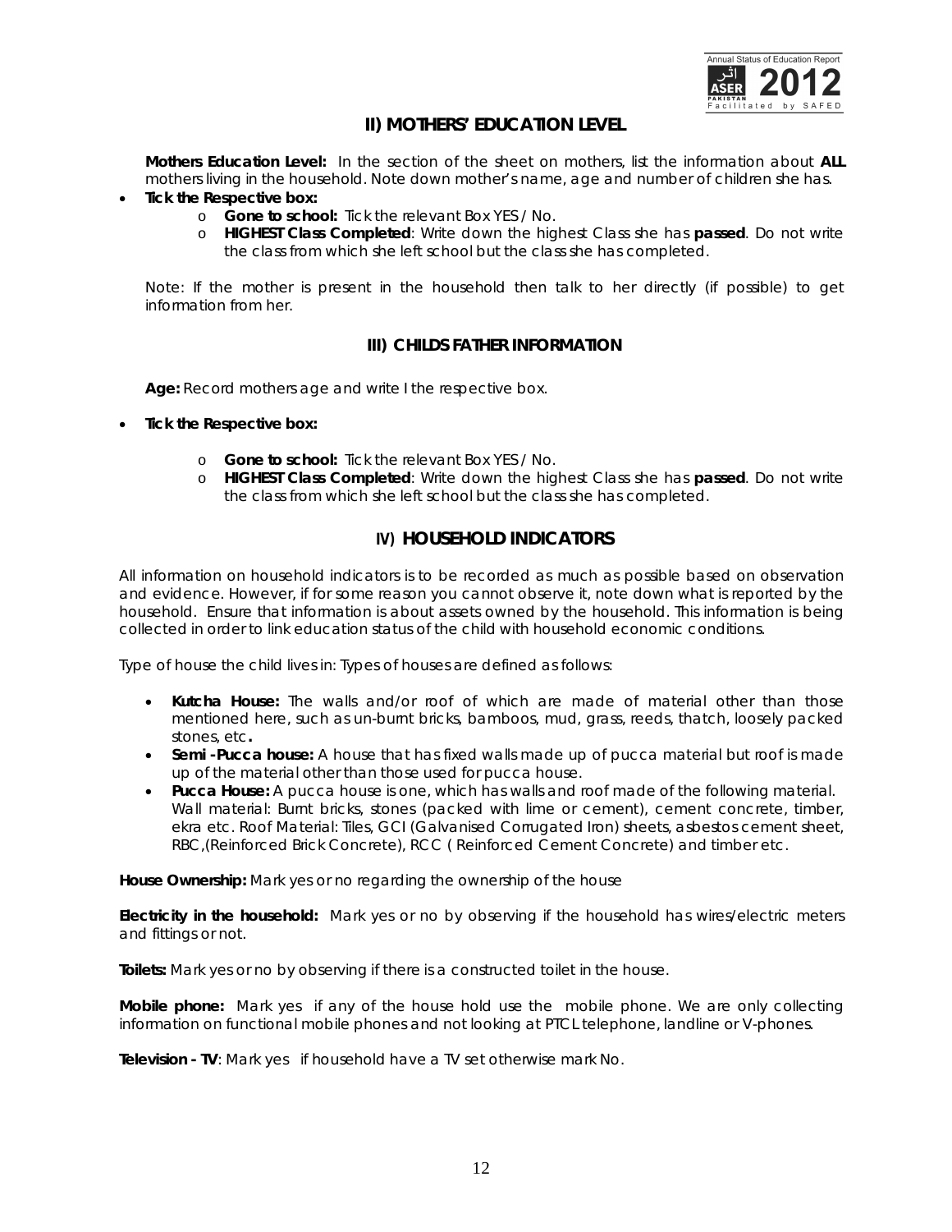## II) MOTHERS' EDUCATION LEVEL

**Mothers Education Level:** In the section of the sheet on mothers, list the information about **ALL** mothers living in the household. Note down mother's name, age and number of children she has.

- **Tick the Respective box:**
  - **Gone to school:** Tick the relevant Box YES / No.
  - **HIGHEST Class Completed**: Write down the highest Class she has **passed**. Do not write the class from which she left school but the class she has completed.

Note: If the mother is present in the household then talk to her directly (if possible) to get information from her.

## III) CHILDS FATHER INFORMATION

**Age:** Record mothers age and write I the respective box.

- **Tick the Respective box:**
  - **Gone to school:** Tick the relevant Box YES / No.
  - **HIGHEST Class Completed**: Write down the highest Class she has **passed**. Do not write the class from which she left school but the class she has completed.

## IV) HOUSEHOLD INDICATORS

All information on household indicators is to be recorded as much as possible based on observation and evidence. However, if for some reason you cannot observe it, note down what is reported by the household. Ensure that information is about assets owned by the household. This information is being collected in order to link education status of the child with household economic conditions.

Type of house the child lives in: Types of houses are defined as follows:

- **Kutcha House:** The walls and/or roof of which are made of material other than those mentioned here, such as un-burnt bricks, bamboos, mud, grass, reeds, thatch, loosely packed stones, etc**.**
- **Semi -Pucca house:** A house that has fixed walls made up of pucca material but roof is made up of the material other than those used for pucca house.
- **Pucca House:** A pucca house is one, which has walls and roof made of the following material. Wall material: Burnt bricks, stones (packed with lime or cement), cement concrete, timber, ekra etc. Roof Material: Tiles, GCI (Galvanised Corrugated Iron) sheets, asbestos cement sheet, RBC,(Reinforced Brick Concrete), RCC ( Reinforced Cement Concrete) and timber etc.

**House Ownership:** Mark yes or no regarding the ownership of the house

**Electricity in the household:** Mark yes or no by observing if the household has wires/electric meters and fittings or not.

**Toilets:** Mark yes or no by observing if there is a constructed toilet in the house.

**Mobile phone:** Mark yes if any of the house hold use the mobile phone. We are only collecting information on functional mobile phones and not looking at PTCL telephone, landline or V-phones.

**Television - TV**: Mark yes if household have a TV set otherwise mark No.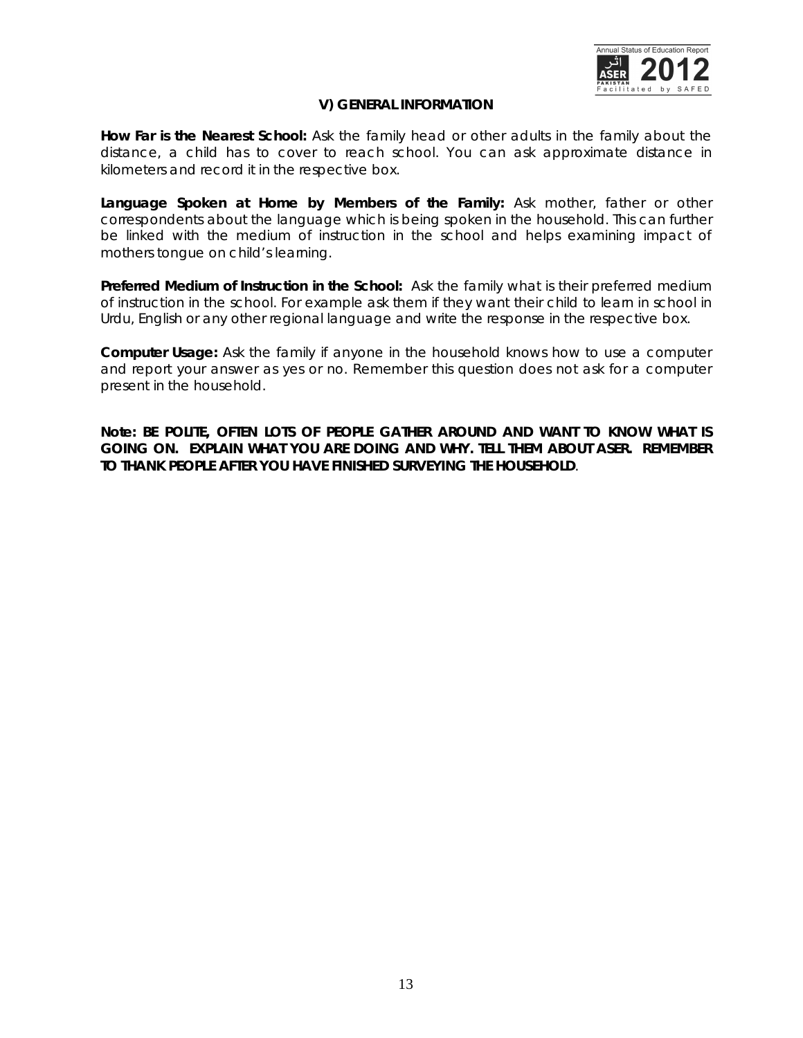### V) GENERAL INFORMATION

**How Far is the Nearest School:** Ask the family head or other adults in the family about the distance, a child has to cover to reach school. You can ask approximate distance in kilometers and record it in the respective box.

**Language Spoken at Home by Members of the Family:** Ask mother, father or other correspondents about the language which is being spoken in the household. This can further be linked with the medium of instruction in the school and helps examining impact of mothers tongue on child's learning.

**Preferred Medium of Instruction in the School:** Ask the family what is their preferred medium of instruction in the school. For example ask them if they want their child to learn in school in Urdu, English or any other regional language and write the response in the respective box.

**Computer Usage:** Ask the family if anyone in the household knows how to use a computer and report your answer as yes or no. Remember this question does not ask for a computer present in the household.

**Note: BE POLITE, OFTEN LOTS OF PEOPLE GATHER AROUND AND WANT TO KNOW WHAT IS GOING ON. EXPLAIN WHAT YOU ARE DOING AND WHY. TELL THEM ABOUT ASER. REMEMBER TO THANK PEOPLE AFTER YOU HAVE FINISHED SURVEYING THE HOUSEHOLD**.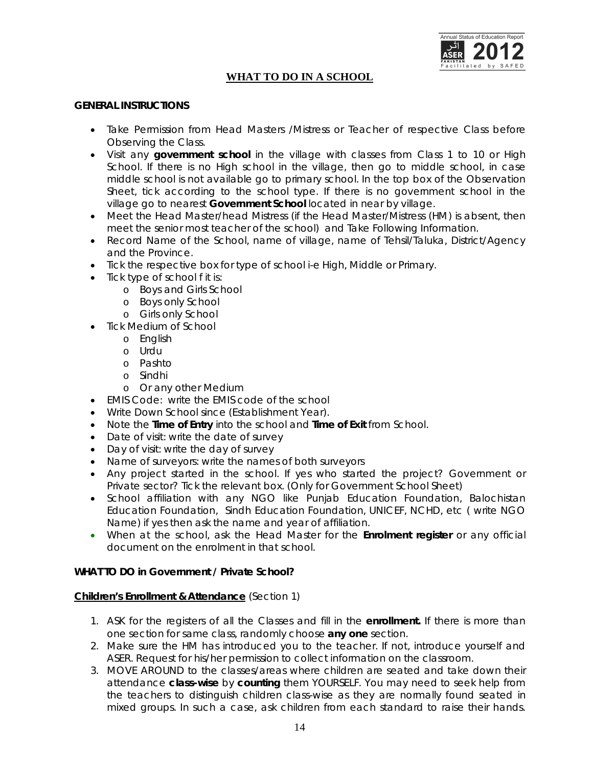## WHAT TO DO IN A SCHOOL

**GENERAL INSTRUCTIONS**

- Take Permission from Head Masters /Mistress or Teacher of respective Class before Observing the Class.
- Visit any **government school** in the village with classes from Class 1 to 10 or High School. If there is no High school in the village, then go to middle school, in case middle school is not available go to primary school. In the top box of the Observation Sheet, tick according to the school type. If there is no government school in the village go to nearest **Government School** located in near by village.
- Meet the Head Master/head Mistress (if the Head Master/Mistress (HM) is absent, then meet the senior most teacher of the school) and Take Following Information.
- Record Name of the School, name of village, name of Tehsil/Taluka, District/Agency and the Province.
- Tick the respective box for type of school i-e High, Middle or Primary.
- Tick type of school f it is:
  - Boys and Girls School
  - Boys only School
  - Girls only School
- Tick Medium of School
  - English
  - Urdu
  - Pashto
  - Sindhi
  - Or any other Medium
- EMIS Code: write the EMIS code of the school
- Write Down School since (Establishment Year).
- Note the **Time of Entry** into the school and **Time of Exit** from School.
- Date of visit: write the date of survey
- Day of visit: write the day of survey
- Name of surveyors: write the names of both surveyors
- Any project started in the school. If yes who started the project? Government or Private sector? Tick the relevant box. (Only for Government School Sheet)
- School affiliation with any NGO like Punjab Education Foundation, Balochistan Education Foundation, Sindh Education Foundation, UNICEF, NCHD, etc ( write NGO Name) if yes then ask the name and year of affiliation.
- When at the school, ask the Head Master for the **Enrolment register** or any official document on the enrolment in that school.

**WHAT TO DO in Government / Private School?**

**Children's Enrollment & Attendance** (Section 1)

1. ASK for the registers of all the Classes and fill in the **enrollment.** If there is more than one section for same class, randomly choose **any one** section.
2. Make sure the HM has introduced you to the teacher. If not, introduce yourself and ASER. Request for his/her permission to collect information on the classroom.
3. MOVE AROUND to the classes/areas where children are seated and take down their attendance **class-wise** by **counting** them YOURSELF. You may need to seek help from the teachers to distinguish children class-wise as they are normally found seated in mixed groups. In such a case, ask children from each standard to raise their hands.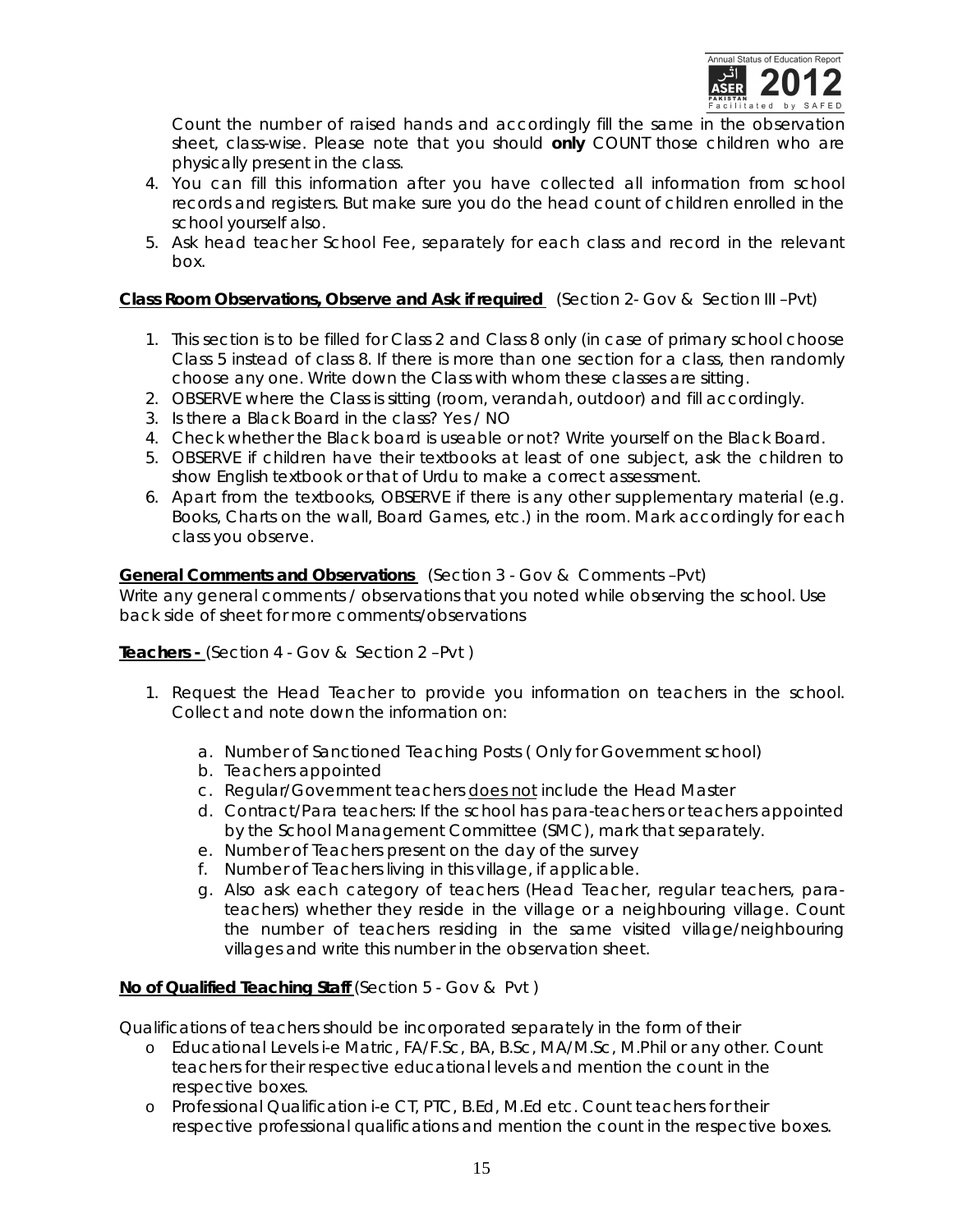Count the number of raised hands and accordingly fill the same in the observation sheet, class-wise. Please note that you should **only** COUNT those children who are physically present in the class.

4. You can fill this information after you have collected all information from school records and registers. But make sure you do the head count of children enrolled in the school yourself also.
5. Ask head teacher School Fee, separately for each class and record in the relevant box.

**Class Room Observations, Observe and Ask if required** (Section 2- Gov & Section III –Pvt)

1. This section is to be filled for Class 2 and Class 8 only (in case of primary school choose Class 5 instead of class 8. If there is more than one section for a class, then randomly choose any one. Write down the Class with whom these classes are sitting.
2. OBSERVE where the Class is sitting (room, verandah, outdoor) and fill accordingly.
3. Is there a Black Board in the class? Yes / NO
4. Check whether the Black board is useable or not? Write yourself on the Black Board.
5. OBSERVE if children have their textbooks at least of one subject, ask the children to show English textbook or that of Urdu to make a correct assessment.
6. Apart from the textbooks, OBSERVE if there is any other supplementary material (e.g. Books, Charts on the wall, Board Games, etc.) in the room. Mark accordingly for each class you observe.

**General Comments and Observations** (Section 3 - Gov & Comments –Pvt)

Write any general comments / observations that you noted while observing the school. Use back side of sheet for more comments/observations

**Teachers -** (Section 4 - Gov & Section 2 –Pvt )

1. Request the Head Teacher to provide you information on teachers in the school. Collect and note down the information on:
   a. Number of Sanctioned Teaching Posts ( Only for Government school)
   b. Teachers appointed
   c. Regular/Government teachers does not include the Head Master
   d. Contract/Para teachers: If the school has para-teachers or teachers appointed by the School Management Committee (SMC), mark that separately.
   e. Number of Teachers present on the day of the survey
   f. Number of Teachers living in this village, if applicable.
   g. Also ask each category of teachers (Head Teacher, regular teachers, para-teachers) whether they reside in the village or a neighbouring village. Count the number of teachers residing in the same visited village/neighbouring villages and write this number in the observation sheet.

**No of Qualified Teaching Staff** (Section 5 - Gov & Pvt )

Qualifications of teachers should be incorporated separately in the form of their

- Educational Levels i-e Matric, FA/F.Sc, BA, B.Sc, MA/M.Sc, M.Phil or any other. Count teachers for their respective educational levels and mention the count in the respective boxes.
- Professional Qualification i-e CT, PTC, B.Ed, M.Ed etc. Count teachers for their respective professional qualifications and mention the count in the respective boxes.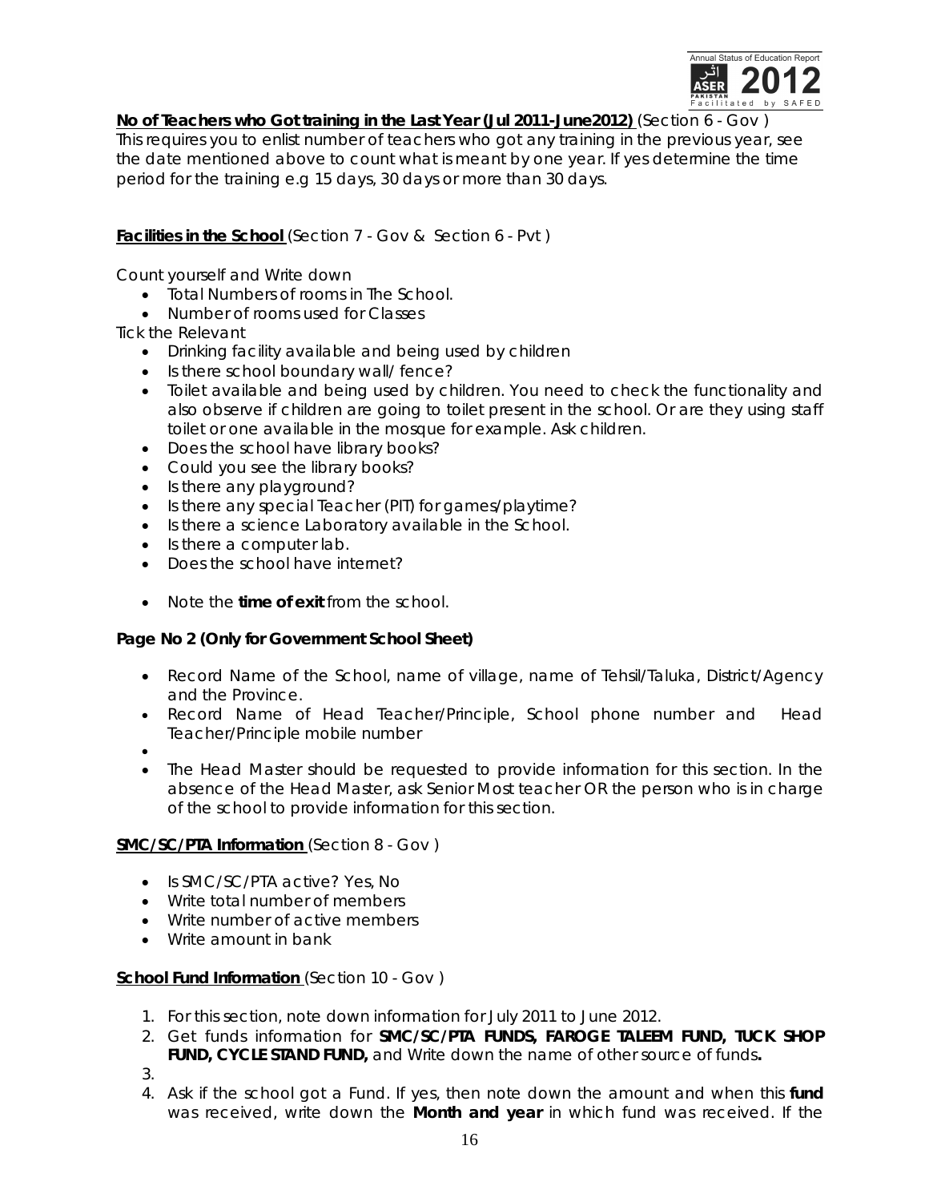**No of Teachers who Got training in the Last Year (Jul 2011-June2012)** (Section 6 - Gov )

This requires you to enlist number of teachers who got any training in the previous year, see the date mentioned above to count what is meant by one year. If yes determine the time period for the training e.g 15 days, 30 days or more than 30 days.

**Facilities in the School** (Section 7 - Gov & Section 6 - Pvt )

Count yourself and Write down

- Total Numbers of rooms in The School.
- Number of rooms used for Classes

Tick the Relevant

- Drinking facility available and being used by children
- Is there school boundary wall/ fence?
- Toilet available and being used by children. You need to check the functionality and also observe if children are going to toilet present in the school. Or are they using staff toilet or one available in the mosque for example. Ask children.
- Does the school have library books?
- Could you see the library books?
- Is there any playground?
- Is there any special Teacher (PIT) for games/playtime?
- Is there a science Laboratory available in the School.
- Is there a computer lab.
- Does the school have internet?

- Note the **time of exit** from the school.

**Page No 2 (Only for Government School Sheet)**

- Record Name of the School, name of village, name of Tehsil/Taluka, District/Agency and the Province.
- Record Name of Head Teacher/Principle, School phone number and Head Teacher/Principle mobile number
- 
- The Head Master should be requested to provide information for this section. In the absence of the Head Master, ask Senior Most teacher OR the person who is in charge of the school to provide information for this section.

**SMC/SC/PTA Information** (Section 8 - Gov )

- Is SMC/SC/PTA active? Yes, No
- Write total number of members
- Write number of active members
- Write amount in bank

**School Fund Information** (Section 10 - Gov )

1. For this section, note down information for July 2011 to June 2012.
2. Get funds information for **SMC/SC/PTA FUNDS, FAROGE TALEEM FUND, TUCK SHOP FUND, CYCLE STAND FUND,** and Write down the name of other source of funds**.**
3. 
4. Ask if the school got a Fund. If yes, then note down the amount and when this **fund** was received, write down the **Month and year** in which fund was received. If the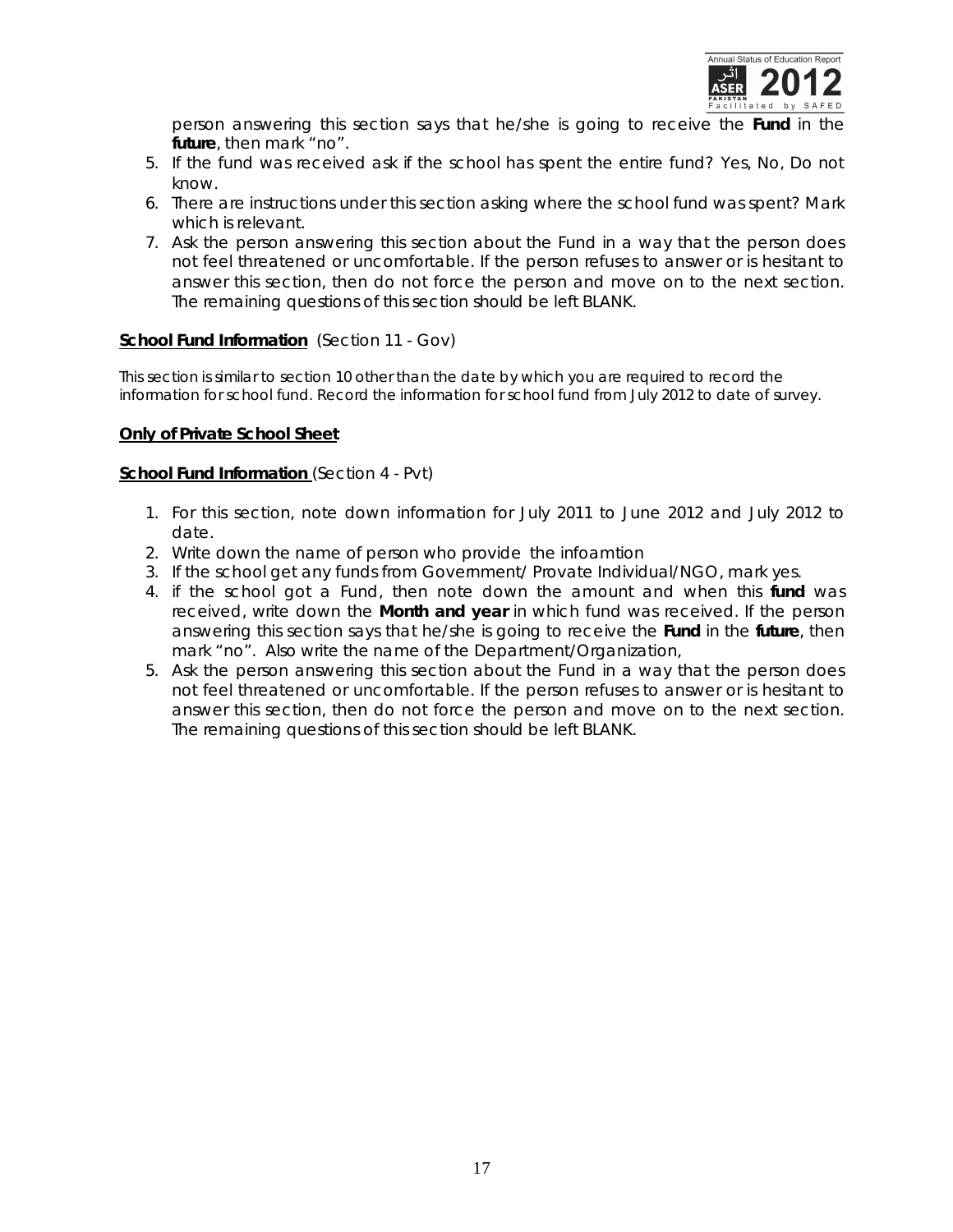person answering this section says that he/she is going to receive the **Fund** in the **future**, then mark "no".

5. If the fund was received ask if the school has spent the entire fund? Yes, No, Do not know.
6. There are instructions under this section asking where the school fund was spent? Mark which is relevant.
7. Ask the person answering this section about the Fund in a way that the person does not feel threatened or uncomfortable. If the person refuses to answer or is hesitant to answer this section, then do not force the person and move on to the next section. The remaining questions of this section should be left BLANK.

**School Fund Information** (Section 11 - Gov)

This section is similar to section 10 other than the date by which you are required to record the information for school fund. Record the information for school fund from July 2012 to date of survey.

**Only of Private School Sheet**

**School Fund Information** (Section 4 - Pvt)

1. For this section, note down information for July 2011 to June 2012 and July 2012 to date.
2. Write down the name of person who provide the infoamtion
3. If the school get any funds from Government/ Provate Individual/NGO, mark yes.
4. if the school got a Fund, then note down the amount and when this **fund** was received, write down the **Month and year** in which fund was received. If the person answering this section says that he/she is going to receive the **Fund** in the **future**, then mark "no". Also write the name of the Department/Organization,
5. Ask the person answering this section about the Fund in a way that the person does not feel threatened or uncomfortable. If the person refuses to answer or is hesitant to answer this section, then do not force the person and move on to the next section. The remaining questions of this section should be left BLANK.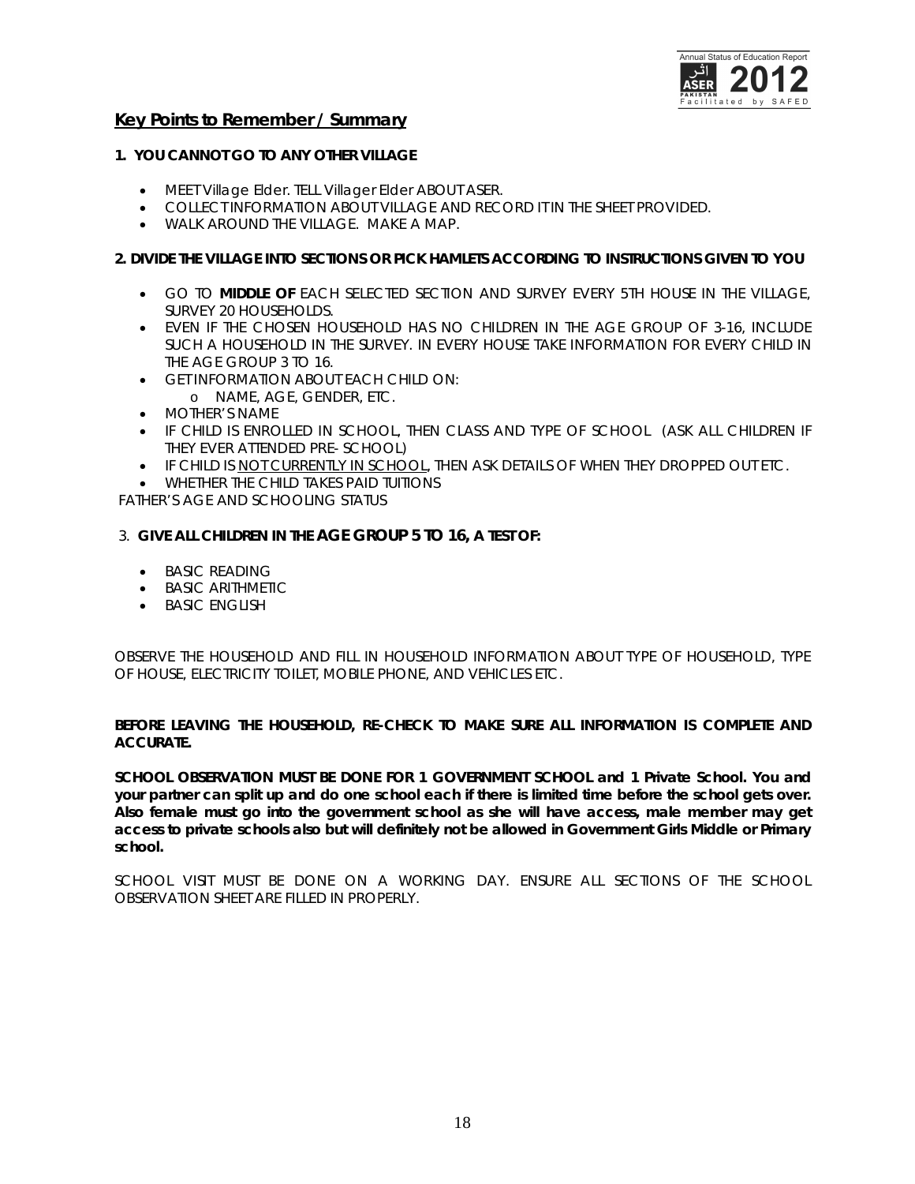## Key Points to Remember / Summary

**1. YOU CANNOT GO TO ANY OTHER VILLAGE**

- MEET Village Elder. TELL Villager Elder ABOUT ASER.
- COLLECT INFORMATION ABOUT VILLAGE AND RECORD IT IN THE SHEET PROVIDED.
- WALK AROUND THE VILLAGE. MAKE A MAP.

**2. DIVIDE THE VILLAGE INTO SECTIONS OR PICK HAMLETS ACCORDING TO INSTRUCTIONS GIVEN TO YOU**

- GO TO **MIDDLE OF** EACH SELECTED SECTION AND SURVEY EVERY 5TH HOUSE IN THE VILLAGE, SURVEY 20 HOUSEHOLDS.
- EVEN IF THE CHOSEN HOUSEHOLD HAS NO CHILDREN IN THE AGE GROUP OF 3-16, INCLUDE SUCH A HOUSEHOLD IN THE SURVEY. IN EVERY HOUSE TAKE INFORMATION FOR EVERY CHILD IN THE AGE GROUP 3 TO 16.
- GET INFORMATION ABOUT EACH CHILD ON:
  - NAME, AGE, GENDER, ETC.
- MOTHER'S NAME
- IF CHILD IS ENROLLED IN SCHOOL, THEN CLASS AND TYPE OF SCHOOL (ASK ALL CHILDREN IF THEY EVER ATTENDED PRE- SCHOOL)
- IF CHILD IS <u>NOT CURRENTLY IN SCHOOL</u>, THEN ASK DETAILS OF WHEN THEY DROPPED OUT ETC.
- WHETHER THE CHILD TAKES PAID TUITIONS

FATHER'S AGE AND SCHOOLING STATUS

**3. GIVE ALL CHILDREN IN THE AGE GROUP 5 TO 16, A TEST OF:**

- BASIC READING
- BASIC ARITHMETIC
- BASIC ENGLISH

OBSERVE THE HOUSEHOLD AND FILL IN HOUSEHOLD INFORMATION ABOUT TYPE OF HOUSEHOLD, TYPE OF HOUSE, ELECTRICITY TOILET, MOBILE PHONE, AND VEHICLES ETC.

**BEFORE LEAVING THE HOUSEHOLD, RE-CHECK TO MAKE SURE ALL INFORMATION IS COMPLETE AND ACCURATE.**

**SCHOOL OBSERVATION MUST BE DONE FOR 1 GOVERNMENT SCHOOL and 1 Private School. You and your partner can split up and do one school each if there is limited time before the school gets over. Also female must go into the government school as she will have access, male member may get access to private schools also but will definitely not be allowed in Government Girls Middle or Primary school.**

SCHOOL VISIT MUST BE DONE ON A WORKING DAY. ENSURE ALL SECTIONS OF THE SCHOOL OBSERVATION SHEET ARE FILLED IN PROPERLY.